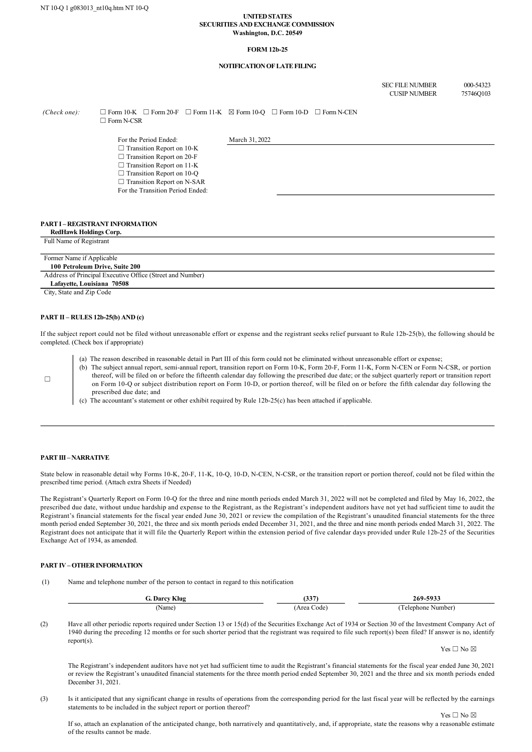NT 10-Q 1 g083013_nt10q.htm NT 10-Q

**UNITED STATES**
**SECURITIES AND EXCHANGE COMMISSION**
**Washington, D.C. 20549**

**FORM 12b-25**

**NOTIFICATION OF LATE FILING**

| | |
|---|---|
| SEC FILE NUMBER | 000-54323 |
| CUSIP NUMBER | 75746Q103 |

*(Check one):* ☐ Form 10-K ☐ Form 20-F ☐ Form 11-K ☒ Form 10-Q ☐ Form 10-D ☐ Form N-CEN ☐ Form N-CSR

For the Period Ended: March 31, 2022
☐ Transition Report on 10-K
☐ Transition Report on 20-F
☐ Transition Report on 11-K
☐ Transition Report on 10-Q
☐ Transition Report on N-SAR
For the Transition Period Ended:

**PART I – REGISTRANT INFORMATION**

**RedHawk Holdings Corp.**
Full Name of Registrant

Former Name if Applicable

**100 Petroleum Drive, Suite 200**
Address of Principal Executive Office (Street and Number)

**Lafayette, Louisiana 70508**
City, State and Zip Code

**PART II – RULES 12b-25(b) AND (c)**

If the subject report could not be filed without unreasonable effort or expense and the registrant seeks relief pursuant to Rule 12b-25(b), the following should be completed. (Check box if appropriate)

☐

(a) The reason described in reasonable detail in Part III of this form could not be eliminated without unreasonable effort or expense;
(b) The subject annual report, semi-annual report, transition report on Form 10-K, Form 20-F, Form 11-K, Form N-CEN or Form N-CSR, or portion thereof, will be filed on or before the fifteenth calendar day following the prescribed due date; or the subject quarterly report or transition report on Form 10-Q or subject distribution report on Form 10-D, or portion thereof, will be filed on or before the fifth calendar day following the prescribed due date; and
(c) The accountant's statement or other exhibit required by Rule 12b-25(c) has been attached if applicable.

**PART III – NARRATIVE**

State below in reasonable detail why Forms 10-K, 20-F, 11-K, 10-Q, 10-D, N-CEN, N-CSR, or the transition report or portion thereof, could not be filed within the prescribed time period. (Attach extra Sheets if Needed)

The Registrant's Quarterly Report on Form 10-Q for the three and nine month periods ended March 31, 2022 will not be completed and filed by May 16, 2022, the prescribed due date, without undue hardship and expense to the Registrant, as the Registrant's independent auditors have not yet had sufficient time to audit the Registrant's financial statements for the fiscal year ended June 30, 2021 or review the compilation of the Registrant's unaudited financial statements for the three month period ended September 30, 2021, the three and six month periods ended December 31, 2021, and the three and nine month periods ended March 31, 2022. The Registrant does not anticipate that it will file the Quarterly Report within the extension period of five calendar days provided under Rule 12b-25 of the Securities Exchange Act of 1934, as amended.

**PART IV – OTHER INFORMATION**

(1) Name and telephone number of the person to contact in regard to this notification

| **G. Darcy Klug** | **(337)** | **269-5933** |
|---|---|---|
| (Name) | (Area Code) | (Telephone Number) |

(2) Have all other periodic reports required under Section 13 or 15(d) of the Securities Exchange Act of 1934 or Section 30 of the Investment Company Act of 1940 during the preceding 12 months or for such shorter period that the registrant was required to file such report(s) been filed? If answer is no, identify report(s).

Yes ☐ No ☒

The Registrant's independent auditors have not yet had sufficient time to audit the Registrant's financial statements for the fiscal year ended June 30, 2021 or review the Registrant's unaudited financial statements for the three month period ended September 30, 2021 and the three and six month periods ended December 31, 2021.

(3) Is it anticipated that any significant change in results of operations from the corresponding period for the last fiscal year will be reflected by the earnings statements to be included in the subject report or portion thereof?

Yes ☐ No ☒

If so, attach an explanation of the anticipated change, both narratively and quantitatively, and, if appropriate, state the reasons why a reasonable estimate of the results cannot be made.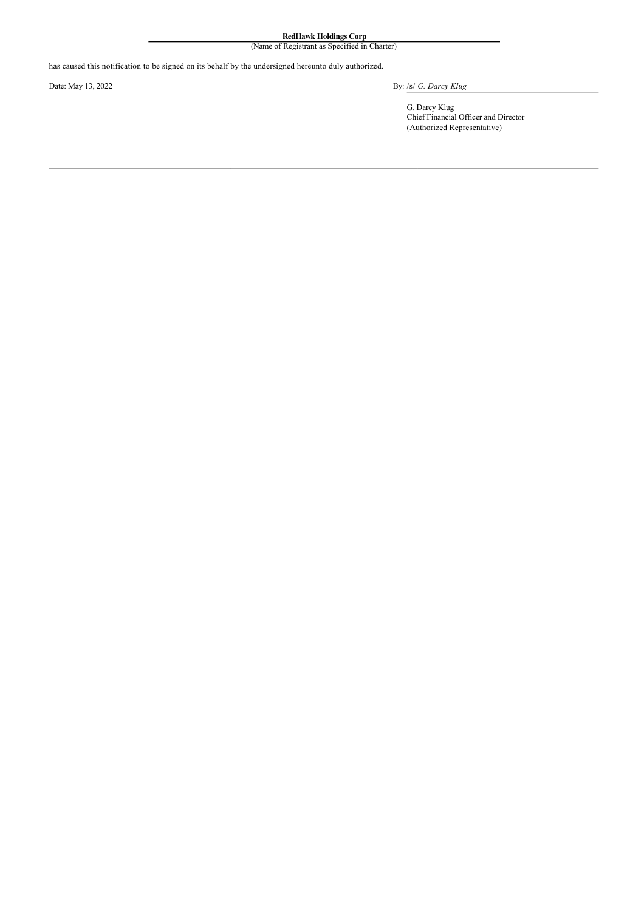**RedHawk Holdings Corp**

(Name of Registrant as Specified in Charter)

has caused this notification to be signed on its behalf by the undersigned hereunto duly authorized.

Date: May 13, 2022

By: /s/ *G. Darcy Klug*

G. Darcy Klug
Chief Financial Officer and Director
(Authorized Representative)